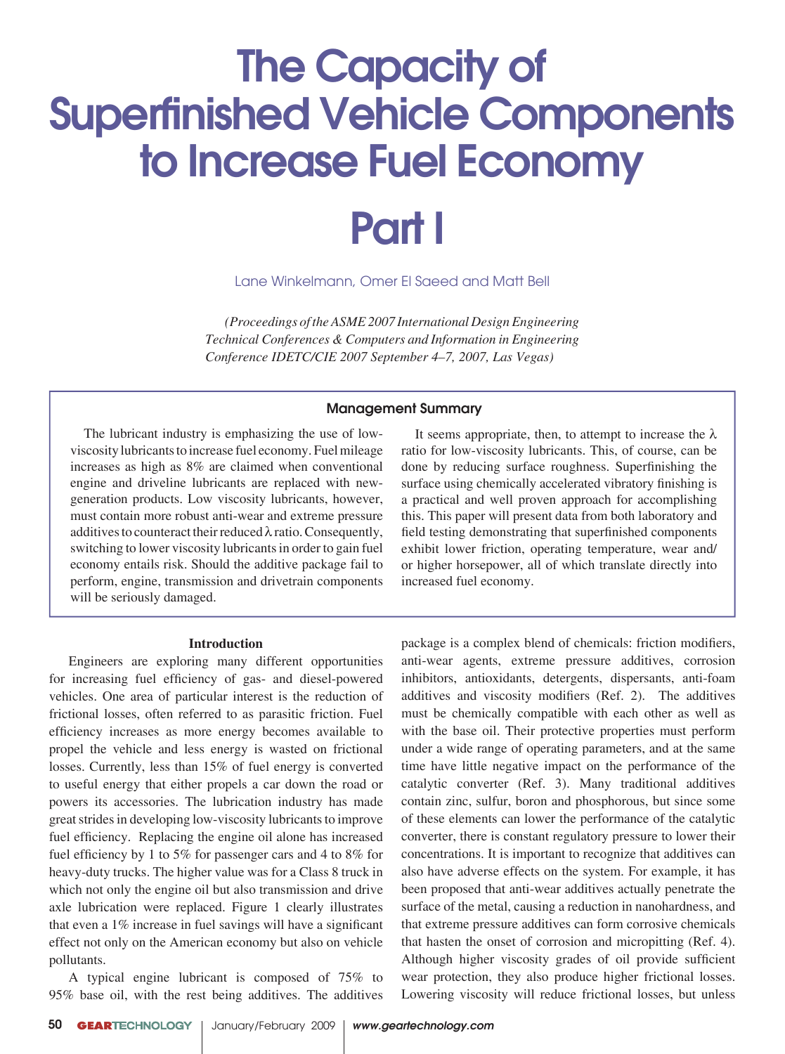# The Capacity of Superfinished Vehicle Components to Increase Fuel Economy

# Part I

Lane Winkelmann, Omer El Saeed and Matt Bell

*(Proceedings of the ASME 2007 International Design Engineering Technical Conferences & Computers and Information in Engineering Conference IDETC/CIE 2007 September 4–7, 2007, Las Vegas)*

### Management Summary

The lubricant industry is emphasizing the use of low-viscosity lubricants to increase fuel economy. Fuel mileage increases as high as 8% are claimed when conventional engine and driveline lubricants are replaced with new-generation products. Low viscosity lubricants, however, must contain more robust anti-wear and extreme pressure additives to counteract their reduced $\lambda$ ratio. Consequently, switching to lower viscosity lubricants in order to gain fuel economy entails risk. Should the additive package fail to perform, engine, transmission and drivetrain components will be seriously damaged.

It seems appropriate, then, to attempt to increase the $\lambda$ ratio for low-viscosity lubricants. This, of course, can be done by reducing surface roughness. Superfinishing the surface using chemically accelerated vibratory finishing is a practical and well proven approach for accomplishing this. This paper will present data from both laboratory and field testing demonstrating that superfinished components exhibit lower friction, operating temperature, wear and/or higher horsepower, all of which translate directly into increased fuel economy.

### Introduction

Engineers are exploring many different opportunities for increasing fuel efficiency of gas- and diesel-powered vehicles. One area of particular interest is the reduction of frictional losses, often referred to as parasitic friction. Fuel efficiency increases as more energy becomes available to propel the vehicle and less energy is wasted on frictional losses. Currently, less than 15% of fuel energy is converted to useful energy that either propels a car down the road or powers its accessories. The lubrication industry has made great strides in developing low-viscosity lubricants to improve fuel efficiency. Replacing the engine oil alone has increased fuel efficiency by 1 to 5% for passenger cars and 4 to 8% for heavy-duty trucks. The higher value was for a Class 8 truck in which not only the engine oil but also transmission and drive axle lubrication were replaced. Figure 1 clearly illustrates that even a 1% increase in fuel savings will have a significant effect not only on the American economy but also on vehicle pollutants.

A typical engine lubricant is composed of 75% to 95% base oil, with the rest being additives. The additives package is a complex blend of chemicals: friction modifiers, anti-wear agents, extreme pressure additives, corrosion inhibitors, antioxidants, detergents, dispersants, anti-foam additives and viscosity modifiers (Ref. 2). The additives must be chemically compatible with each other as well as with the base oil. Their protective properties must perform under a wide range of operating parameters, and at the same time have little negative impact on the performance of the catalytic converter (Ref. 3). Many traditional additives contain zinc, sulfur, boron and phosphorous, but since some of these elements can lower the performance of the catalytic converter, there is constant regulatory pressure to lower their concentrations. It is important to recognize that additives can also have adverse effects on the system. For example, it has been proposed that anti-wear additives actually penetrate the surface of the metal, causing a reduction in nanohardness, and that extreme pressure additives can form corrosive chemicals that hasten the onset of corrosion and micropitting (Ref. 4). Although higher viscosity grades of oil provide sufficient wear protection, they also produce higher frictional losses. Lowering viscosity will reduce frictional losses, but unless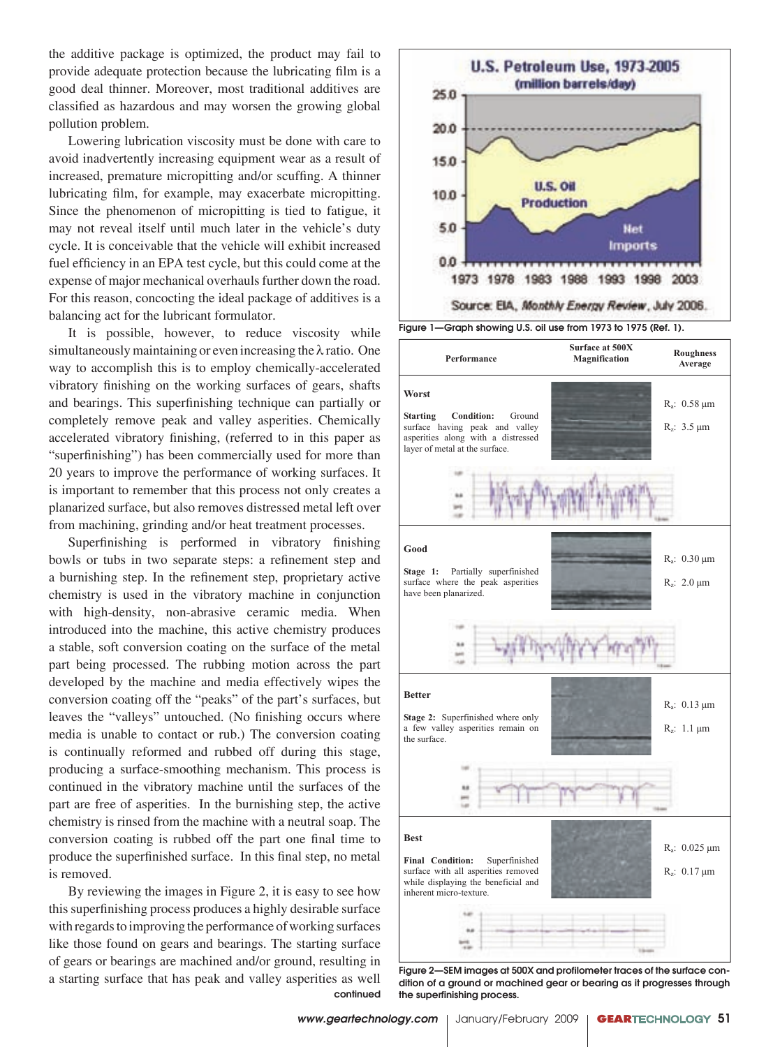the additive package is optimized, the product may fail to provide adequate protection because the lubricating film is a good deal thinner. Moreover, most traditional additives are classified as hazardous and may worsen the growing global pollution problem.

Lowering lubrication viscosity must be done with care to avoid inadvertently increasing equipment wear as a result of increased, premature micropitting and/or scuffing. A thinner lubricating film, for example, may exacerbate micropitting. Since the phenomenon of micropitting is tied to fatigue, it may not reveal itself until much later in the vehicle's duty cycle. It is conceivable that the vehicle will exhibit increased fuel efficiency in an EPA test cycle, but this could come at the expense of major mechanical overhauls further down the road. For this reason, concocting the ideal package of additives is a balancing act for the lubricant formulator.

It is possible, however, to reduce viscosity while simultaneously maintaining or even increasing the $\lambda$ ratio. One way to accomplish this is to employ chemically-accelerated vibratory finishing on the working surfaces of gears, shafts and bearings. This superfinishing technique can partially or completely remove peak and valley asperities. Chemically accelerated vibratory finishing, (referred to in this paper as "superfinishing") has been commercially used for more than 20 years to improve the performance of working surfaces. It is important to remember that this process not only creates a planarized surface, but also removes distressed metal left over from machining, grinding and/or heat treatment processes.

Superfinishing is performed in vibratory finishing bowls or tubs in two separate steps: a refinement step and a burnishing step. In the refinement step, proprietary active chemistry is used in the vibratory machine in conjunction with high-density, non-abrasive ceramic media. When introduced into the machine, this active chemistry produces a stable, soft conversion coating on the surface of the metal part being processed. The rubbing motion across the part developed by the machine and media effectively wipes the conversion coating off the "peaks" of the part's surfaces, but leaves the "valleys" untouched. (No finishing occurs where media is unable to contact or rub.) The conversion coating is continually reformed and rubbed off during this stage, producing a surface-smoothing mechanism. This process is continued in the vibratory machine until the surfaces of the part are free of asperities. In the burnishing step, the active chemistry is rinsed from the machine with a neutral soap. The conversion coating is rubbed off the part one final time to produce the superfinished surface. In this final step, no metal is removed.

By reviewing the images in Figure 2, it is easy to see how this superfinishing process produces a highly desirable surface with regards to improving the performance of working surfaces like those found on gears and bearings. The starting surface of gears or bearings are machined and/or ground, resulting in a starting surface that has peak and valley asperities as well

continued

U.S. Petroleum Use, 1973-2005
(million barrels/day)
25.0
20.0
15.0
10.0
5.0
0.0
1973 1978 1983 1988 1993 1998 2003
U.S. Oil Production
Net Imports
Source: EIA, *Monthly Energy Review*, July 2006.

Figure 1—Graph showing U.S. oil use from 1973 to 1975 (Ref. 1).

| Performance | Surface at 500X Magnification | Roughness Average |
|---|---|---|
| **Worst**<br>**Starting Condition:** Ground surface having peak and valley asperities along with a distressed layer of metal at the surface. | | $R_a$: 0.58 µm<br>$R_z$: 3.5 µm |
| **Good**<br>**Stage 1:** Partially superfinished surface where the peak asperities have been planarized. | | $R_a$: 0.30 µm<br>$R_z$: 2.0 µm |
| **Better**<br>**Stage 2:** Superfinished where only a few valley asperities remain on the surface. | | $R_a$: 0.13 µm<br>$R_z$: 1.1 µm |
| **Best**<br>**Final Condition:** Superfinished surface with all asperities removed while displaying the beneficial and inherent micro-texture. | | $R_a$: 0.025 µm<br>$R_z$: 0.17 µm |

Figure 2—SEM images at 500X and profilometer traces of the surface condition of a ground or machined gear or bearing as it progresses through the superfinishing process.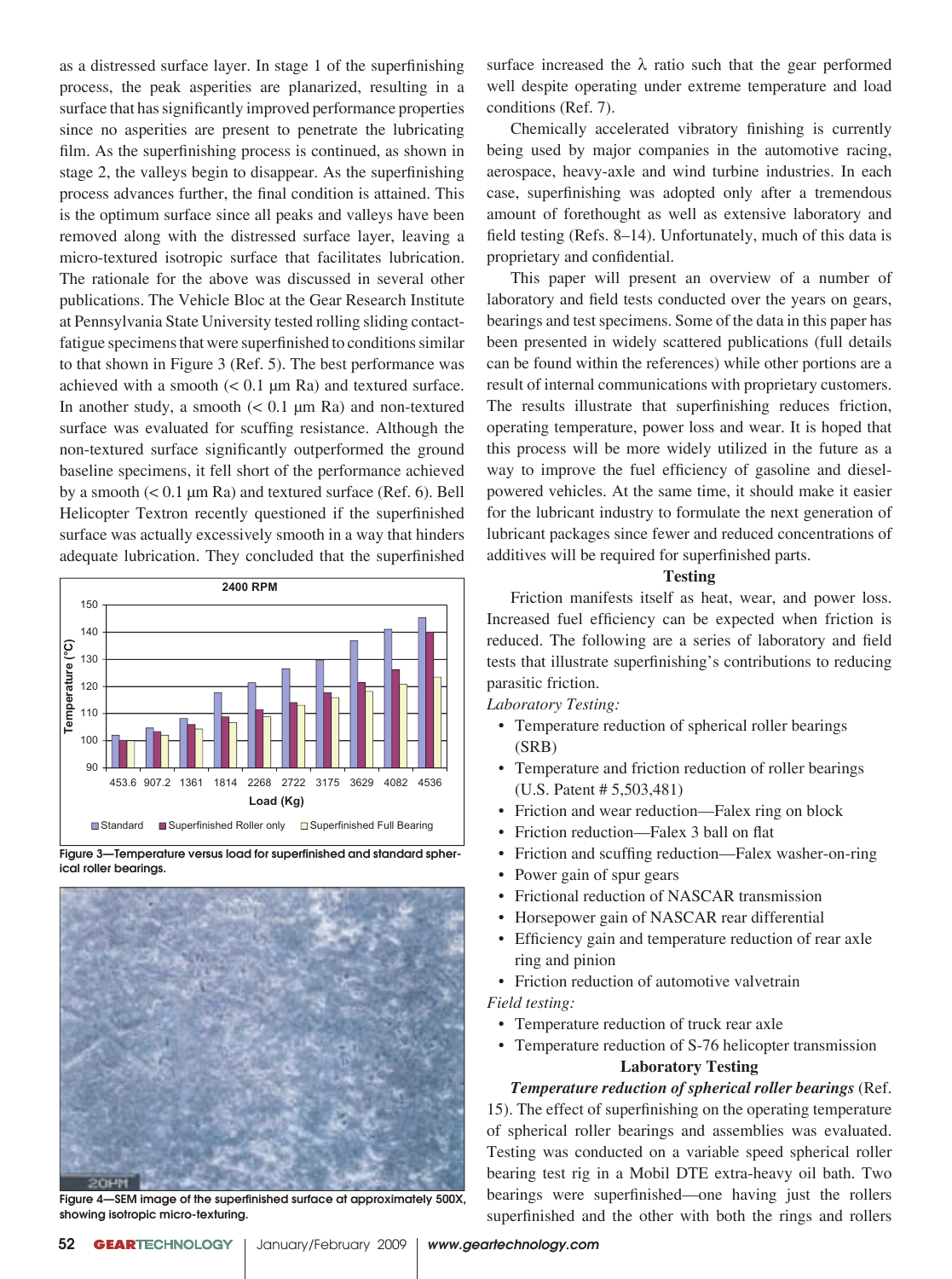as a distressed surface layer. In stage 1 of the superfinishing process, the peak asperities are planarized, resulting in a surface that has significantly improved performance properties since no asperities are present to penetrate the lubricating film. As the superfinishing process is continued, as shown in stage 2, the valleys begin to disappear. As the superfinishing process advances further, the final condition is attained. This is the optimum surface since all peaks and valleys have been removed along with the distressed surface layer, leaving a micro-textured isotropic surface that facilitates lubrication. The rationale for the above was discussed in several other publications. The Vehicle Bloc at the Gear Research Institute at Pennsylvania State University tested rolling sliding contact-fatigue specimens that were superfinished to conditions similar to that shown in Figure 3 (Ref. 5). The best performance was achieved with a smooth (< 0.1 µm Ra) and textured surface. In another study, a smooth (< 0.1 µm Ra) and non-textured surface was evaluated for scuffing resistance. Although the non-textured surface significantly outperformed the ground baseline specimens, it fell short of the performance achieved by a smooth (< 0.1 µm Ra) and textured surface (Ref. 6). Bell Helicopter Textron recently questioned if the superfinished surface was actually excessively smooth in a way that hinders adequate lubrication. They concluded that the superfinished surface increased the λ ratio such that the gear performed well despite operating under extreme temperature and load conditions (Ref. 7).

Figure 3—Temperature versus load for superfinished and standard spherical roller bearings.

Figure 4—SEM image of the superfinished surface at approximately 500X, showing isotropic micro-texturing.

Chemically accelerated vibratory finishing is currently being used by major companies in the automotive racing, aerospace, heavy-axle and wind turbine industries. In each case, superfinishing was adopted only after a tremendous amount of forethought as well as extensive laboratory and field testing (Refs. 8–14). Unfortunately, much of this data is proprietary and confidential.

This paper will present an overview of a number of laboratory and field tests conducted over the years on gears, bearings and test specimens. Some of the data in this paper has been presented in widely scattered publications (full details can be found within the references) while other portions are a result of internal communications with proprietary customers. The results illustrate that superfinishing reduces friction, operating temperature, power loss and wear. It is hoped that this process will be more widely utilized in the future as a way to improve the fuel efficiency of gasoline and diesel-powered vehicles. At the same time, it should make it easier for the lubricant industry to formulate the next generation of lubricant packages since fewer and reduced concentrations of additives will be required for superfinished parts.

## Testing

Friction manifests itself as heat, wear, and power loss. Increased fuel efficiency can be expected when friction is reduced. The following are a series of laboratory and field tests that illustrate superfinishing's contributions to reducing parasitic friction.

*Laboratory Testing:*

- Temperature reduction of spherical roller bearings (SRB)
- Temperature and friction reduction of roller bearings (U.S. Patent # 5,503,481)
- Friction and wear reduction—Falex ring on block
- Friction reduction—Falex 3 ball on flat
- Friction and scuffing reduction—Falex washer-on-ring
- Power gain of spur gears
- Frictional reduction of NASCAR transmission
- Horsepower gain of NASCAR rear differential
- Efficiency gain and temperature reduction of rear axle ring and pinion
- Friction reduction of automotive valvetrain

*Field testing:*

- Temperature reduction of truck rear axle
- Temperature reduction of S-76 helicopter transmission

## Laboratory Testing

***Temperature reduction of spherical roller bearings*** (Ref. 15). The effect of superfinishing on the operating temperature of spherical roller bearings and assemblies was evaluated. Testing was conducted on a variable speed spherical roller bearing test rig in a Mobil DTE extra-heavy oil bath. Two bearings were superfinished—one having just the rollers superfinished and the other with both the rings and rollers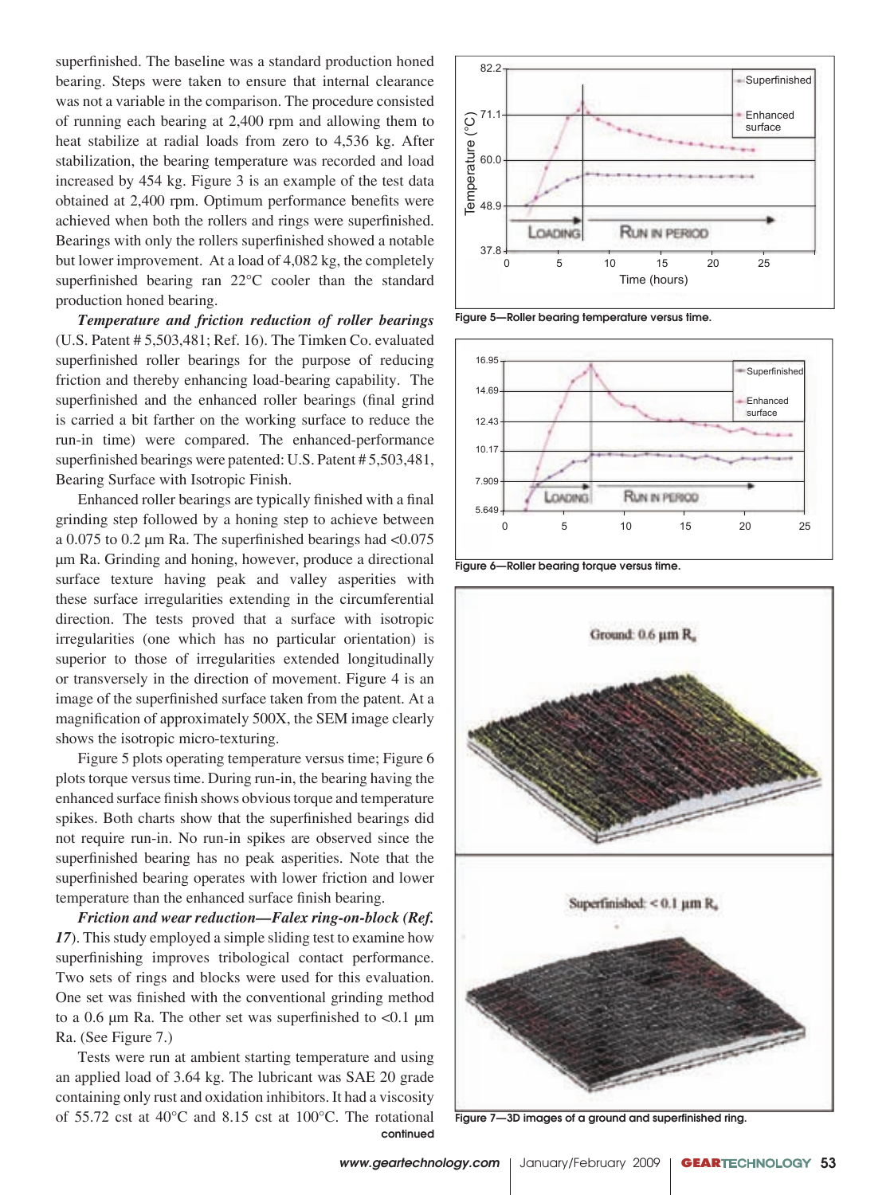superfinished. The baseline was a standard production honed bearing. Steps were taken to ensure that internal clearance was not a variable in the comparison. The procedure consisted of running each bearing at 2,400 rpm and allowing them to heat stabilize at radial loads from zero to 4,536 kg. After stabilization, the bearing temperature was recorded and load increased by 454 kg. Figure 3 is an example of the test data obtained at 2,400 rpm. Optimum performance benefits were achieved when both the rollers and rings were superfinished. Bearings with only the rollers superfinished showed a notable but lower improvement. At a load of 4,082 kg, the completely superfinished bearing ran 22°C cooler than the standard production honed bearing.

***Temperature and friction reduction of roller bearings*** (U.S. Patent # 5,503,481; Ref. 16). The Timken Co. evaluated superfinished roller bearings for the purpose of reducing friction and thereby enhancing load-bearing capability. The superfinished and the enhanced roller bearings (final grind is carried a bit farther on the working surface to reduce the run-in time) were compared. The enhanced-performance superfinished bearings were patented: U.S. Patent # 5,503,481, Bearing Surface with Isotropic Finish.

Enhanced roller bearings are typically finished with a final grinding step followed by a honing step to achieve between a 0.075 to 0.2 µm Ra. The superfinished bearings had <0.075 µm Ra. Grinding and honing, however, produce a directional surface texture having peak and valley asperities with these surface irregularities extending in the circumferential direction. The tests proved that a surface with isotropic irregularities (one which has no particular orientation) is superior to those of irregularities extended longitudinally or transversely in the direction of movement. Figure 4 is an image of the superfinished surface taken from the patent. At a magnification of approximately 500X, the SEM image clearly shows the isotropic micro-texturing.

Figure 5 plots operating temperature versus time; Figure 6 plots torque versus time. During run-in, the bearing having the enhanced surface finish shows obvious torque and temperature spikes. Both charts show that the superfinished bearings did not require run-in. No run-in spikes are observed since the superfinished bearing has no peak asperities. Note that the superfinished bearing operates with lower friction and lower temperature than the enhanced surface finish bearing.

***Friction and wear reduction—Falex ring-on-block (Ref. 17)***. This study employed a simple sliding test to examine how superfinishing improves tribological contact performance. Two sets of rings and blocks were used for this evaluation. One set was finished with the conventional grinding method to a 0.6 µm Ra. The other set was superfinished to <0.1 µm Ra. (See Figure 7.)

Tests were run at ambient starting temperature and using an applied load of 3.64 kg. The lubricant was SAE 20 grade containing only rust and oxidation inhibitors. It had a viscosity of 55.72 cst at 40°C and 8.15 cst at 100°C. The rotational

continued

Figure 5—Roller bearing temperature versus time.

Figure 6—Roller bearing torque versus time.

Figure 7—3D images of a ground and superfinished ring.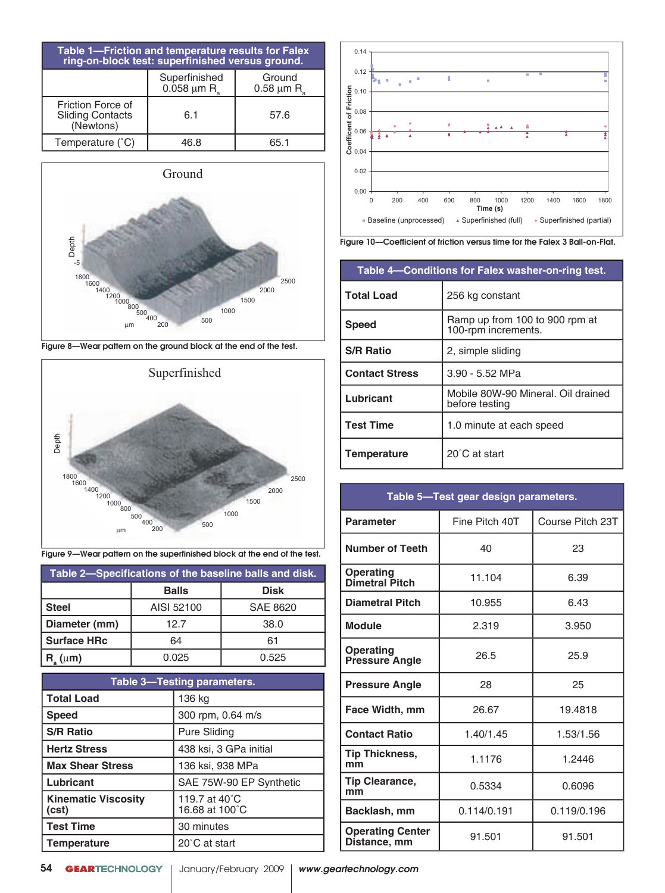**Table 1—Friction and temperature results for Falex ring-on-block test: superfinished versus ground.**

| | Superfinished 0.058 µm $R_a$ | Ground 0.58 µm $R_a$ |
|---|---|---|
| Friction Force of Sliding Contacts (Newtons) | 6.1 | 57.6 |
| Temperature (˚C) | 46.8 | 65.1 |

Figure 8—Wear pattern on the ground block at the end of the test.

Figure 9—Wear pattern on the superfinished block at the end of the test.

**Table 2—Specifications of the baseline balls and disk.**

| | Balls | Disk |
|---|---|---|
| Steel | AISI 52100 | SAE 8620 |
| Diameter (mm) | 12.7 | 38.0 |
| Surface HRc | 64 | 61 |
| $R_a$ (µm) | 0.025 | 0.525 |

**Table 3—Testing parameters.**

| | |
|---|---|
| Total Load | 136 kg |
| Speed | 300 rpm, 0.64 m/s |
| S/R Ratio | Pure Sliding |
| Hertz Stress | 438 ksi, 3 GPa initial |
| Max Shear Stress | 136 ksi, 938 MPa |
| Lubricant | SAE 75W-90 EP Synthetic |
| Kinematic Viscosity (cst) | 119.7 at 40˚C<br>16.68 at 100˚C |
| Test Time | 30 minutes |
| Temperature | 20˚C at start |

Figure 10—Coefficient of friction versus time for the Falex 3 Ball-on-Flat.

**Table 4—Conditions for Falex washer-on-ring test.**

| | |
|---|---|
| Total Load | 256 kg constant |
| Speed | Ramp up from 100 to 900 rpm at 100-rpm increments. |
| S/R Ratio | 2, simple sliding |
| Contact Stress | 3.90 - 5.52 MPa |
| Lubricant | Mobile 80W-90 Mineral. Oil drained before testing |
| Test Time | 1.0 minute at each speed |
| Temperature | 20˚C at start |

**Table 5—Test gear design parameters.**

| Parameter | Fine Pitch 40T | Course Pitch 23T |
|---|---|---|
| Number of Teeth | 40 | 23 |
| Operating Dimetral Pitch | 11.104 | 6.39 |
| Diametral Pitch | 10.955 | 6.43 |
| Module | 2.319 | 3.950 |
| Operating Pressure Angle | 26.5 | 25.9 |
| Pressure Angle | 28 | 25 |
| Face Width, mm | 26.67 | 19.4818 |
| Contact Ratio | 1.40/1.45 | 1.53/1.56 |
| Tip Thickness, mm | 1.1176 | 1.2446 |
| Tip Clearance, mm | 0.5334 | 0.6096 |
| Backlash, mm | 0.114/0.191 | 0.119/0.196 |
| Operating Center Distance, mm | 91.501 | 91.501 |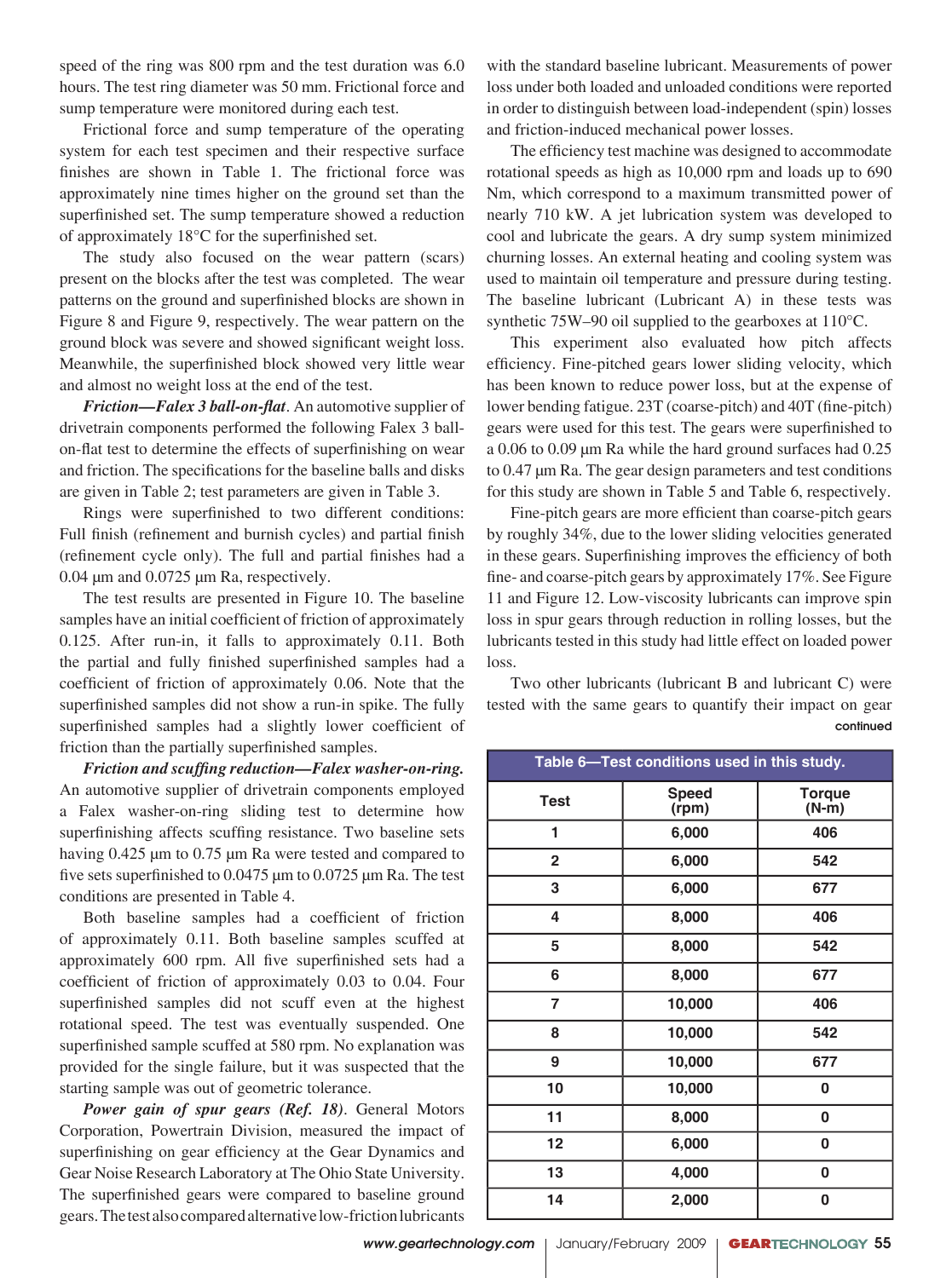speed of the ring was 800 rpm and the test duration was 6.0 hours. The test ring diameter was 50 mm. Frictional force and sump temperature were monitored during each test.

Frictional force and sump temperature of the operating system for each test specimen and their respective surface finishes are shown in Table 1. The frictional force was approximately nine times higher on the ground set than the superfinished set. The sump temperature showed a reduction of approximately 18°C for the superfinished set.

The study also focused on the wear pattern (scars) present on the blocks after the test was completed. The wear patterns on the ground and superfinished blocks are shown in Figure 8 and Figure 9, respectively. The wear pattern on the ground block was severe and showed significant weight loss. Meanwhile, the superfinished block showed very little wear and almost no weight loss at the end of the test.

***Friction—Falex 3 ball-on-flat***. An automotive supplier of drivetrain components performed the following Falex 3 ball-on-flat test to determine the effects of superfinishing on wear and friction. The specifications for the baseline balls and disks are given in Table 2; test parameters are given in Table 3.

Rings were superfinished to two different conditions: Full finish (refinement and burnish cycles) and partial finish (refinement cycle only). The full and partial finishes had a 0.04 μm and 0.0725 μm Ra, respectively.

The test results are presented in Figure 10. The baseline samples have an initial coefficient of friction of approximately 0.125. After run-in, it falls to approximately 0.11. Both the partial and fully finished superfinished samples had a coefficient of friction of approximately 0.06. Note that the superfinished samples did not show a run-in spike. The fully superfinished samples had a slightly lower coefficient of friction than the partially superfinished samples.

***Friction and scuffing reduction—Falex washer-on-ring.*** An automotive supplier of drivetrain components employed a Falex washer-on-ring sliding test to determine how superfinishing affects scuffing resistance. Two baseline sets having 0.425 μm to 0.75 μm Ra were tested and compared to five sets superfinished to 0.0475 μm to 0.0725 μm Ra. The test conditions are presented in Table 4.

Both baseline samples had a coefficient of friction of approximately 0.11. Both baseline samples scuffed at approximately 600 rpm. All five superfinished sets had a coefficient of friction of approximately 0.03 to 0.04. Four superfinished samples did not scuff even at the highest rotational speed. The test was eventually suspended. One superfinished sample scuffed at 580 rpm. No explanation was provided for the single failure, but it was suspected that the starting sample was out of geometric tolerance.

***Power gain of spur gears (Ref. 18)***. General Motors Corporation, Powertrain Division, measured the impact of superfinishing on gear efficiency at the Gear Dynamics and Gear Noise Research Laboratory at The Ohio State University. The superfinished gears were compared to baseline ground gears. The test also compared alternative low-friction lubricants with the standard baseline lubricant. Measurements of power loss under both loaded and unloaded conditions were reported in order to distinguish between load-independent (spin) losses and friction-induced mechanical power losses.

The efficiency test machine was designed to accommodate rotational speeds as high as 10,000 rpm and loads up to 690 Nm, which correspond to a maximum transmitted power of nearly 710 kW. A jet lubrication system was developed to cool and lubricate the gears. A dry sump system minimized churning losses. An external heating and cooling system was used to maintain oil temperature and pressure during testing. The baseline lubricant (Lubricant A) in these tests was synthetic 75W–90 oil supplied to the gearboxes at 110°C.

This experiment also evaluated how pitch affects efficiency. Fine-pitched gears lower sliding velocity, which has been known to reduce power loss, but at the expense of lower bending fatigue. 23T (coarse-pitch) and 40T (fine-pitch) gears were used for this test. The gears were superfinished to a 0.06 to 0.09 μm Ra while the hard ground surfaces had 0.25 to 0.47 μm Ra. The gear design parameters and test conditions for this study are shown in Table 5 and Table 6, respectively.

Fine-pitch gears are more efficient than coarse-pitch gears by roughly 34%, due to the lower sliding velocities generated in these gears. Superfinishing improves the efficiency of both fine- and coarse-pitch gears by approximately 17%. See Figure 11 and Figure 12. Low-viscosity lubricants can improve spin loss in spur gears through reduction in rolling losses, but the lubricants tested in this study had little effect on loaded power loss.

Two other lubricants (lubricant B and lubricant C) were tested with the same gears to quantify their impact on gear

continued

**Table 6—Test conditions used in this study.**

| Test | Speed (rpm) | Torque (N-m) |
|---|---|---|
| 1 | 6,000 | 406 |
| 2 | 6,000 | 542 |
| 3 | 6,000 | 677 |
| 4 | 8,000 | 406 |
| 5 | 8,000 | 542 |
| 6 | 8,000 | 677 |
| 7 | 10,000 | 406 |
| 8 | 10,000 | 542 |
| 9 | 10,000 | 677 |
| 10 | 10,000 | 0 |
| 11 | 8,000 | 0 |
| 12 | 6,000 | 0 |
| 13 | 4,000 | 0 |
| 14 | 2,000 | 0 |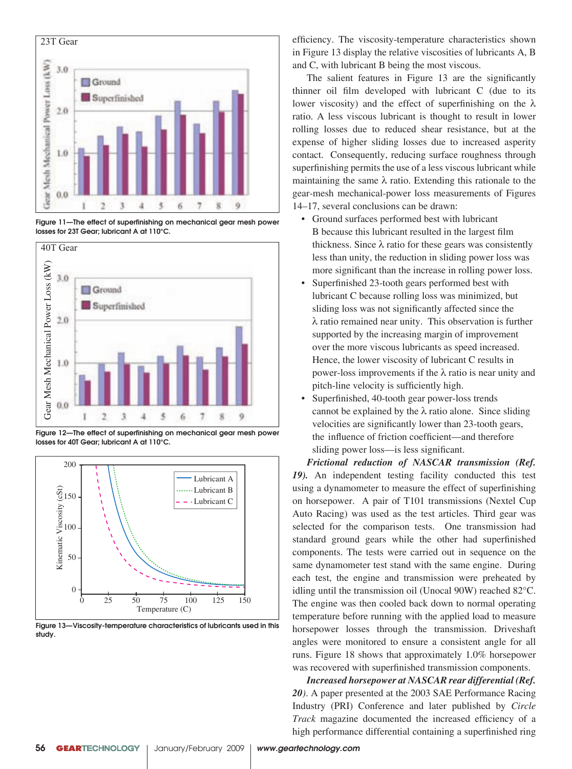Figure 11—The effect of superfinishing on mechanical gear mesh power losses for 23T Gear; lubricant A at 110°C.

Figure 12—The effect of superfinishing on mechanical gear mesh power losses for 40T Gear; lubricant A at 110°C.

Figure 13—Viscosity-temperature characteristics of lubricants used in this study.

efficiency. The viscosity-temperature characteristics shown in Figure 13 display the relative viscosities of lubricants A, B and C, with lubricant B being the most viscous.

The salient features in Figure 13 are the significantly thinner oil film developed with lubricant C (due to its lower viscosity) and the effect of superfinishing on the λ ratio. A less viscous lubricant is thought to result in lower rolling losses due to reduced shear resistance, but at the expense of higher sliding losses due to increased asperity contact. Consequently, reducing surface roughness through superfinishing permits the use of a less viscous lubricant while maintaining the same λ ratio. Extending this rationale to the gear-mesh mechanical-power loss measurements of Figures 14–17, several conclusions can be drawn:

- Ground surfaces performed best with lubricant B because this lubricant resulted in the largest film thickness. Since λ ratio for these gears was consistently less than unity, the reduction in sliding power loss was more significant than the increase in rolling power loss.
- Superfinished 23-tooth gears performed best with lubricant C because rolling loss was minimized, but sliding loss was not significantly affected since the λ ratio remained near unity. This observation is further supported by the increasing margin of improvement over the more viscous lubricants as speed increased. Hence, the lower viscosity of lubricant C results in power-loss improvements if the λ ratio is near unity and pitch-line velocity is sufficiently high.
- Superfinished, 40-tooth gear power-loss trends cannot be explained by the λ ratio alone. Since sliding velocities are significantly lower than 23-tooth gears, the influence of friction coefficient—and therefore sliding power loss—is less significant.

***Frictional reduction of NASCAR transmission (Ref. 19).*** An independent testing facility conducted this test using a dynamometer to measure the effect of superfinishing on horsepower. A pair of T101 transmissions (Nextel Cup Auto Racing) was used as the test articles. Third gear was selected for the comparison tests. One transmission had standard ground gears while the other had superfinished components. The tests were carried out in sequence on the same dynamometer test stand with the same engine. During each test, the engine and transmission were preheated by idling until the transmission oil (Unocal 90W) reached 82°C. The engine was then cooled back down to normal operating temperature before running with the applied load to measure horsepower losses through the transmission. Driveshaft angles were monitored to ensure a consistent angle for all runs. Figure 18 shows that approximately 1.0% horsepower was recovered with superfinished transmission components.

***Increased horsepower at NASCAR rear differential (Ref. 20).*** A paper presented at the 2003 SAE Performance Racing Industry (PRI) Conference and later published by *Circle Track* magazine documented the increased efficiency of a high performance differential containing a superfinished ring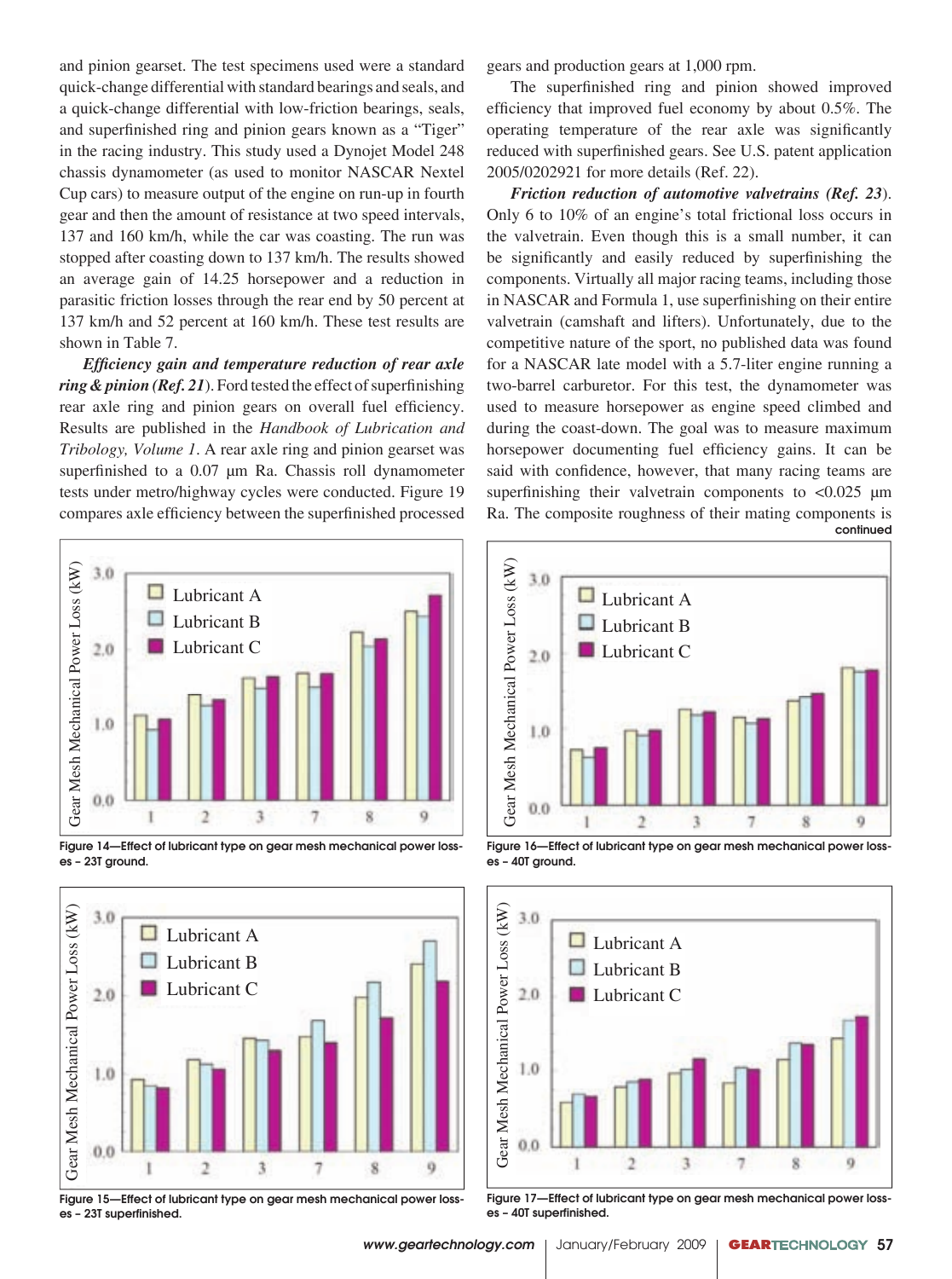and pinion gearset. The test specimens used were a standard quick-change differential with standard bearings and seals, and a quick-change differential with low-friction bearings, seals, and superfinished ring and pinion gears known as a "Tiger" in the racing industry. This study used a Dynojet Model 248 chassis dynamometer (as used to monitor NASCAR Nextel Cup cars) to measure output of the engine on run-up in fourth gear and then the amount of resistance at two speed intervals, 137 and 160 km/h, while the car was coasting. The run was stopped after coasting down to 137 km/h. The results showed an average gain of 14.25 horsepower and a reduction in parasitic friction losses through the rear end by 50 percent at 137 km/h and 52 percent at 160 km/h. These test results are shown in Table 7.

***Efficiency gain and temperature reduction of rear axle ring & pinion (Ref. 21)***. Ford tested the effect of superfinishing rear axle ring and pinion gears on overall fuel efficiency. Results are published in the *Handbook of Lubrication and Tribology, Volume 1*. A rear axle ring and pinion gearset was superfinished to a 0.07 µm Ra. Chassis roll dynamometer tests under metro/highway cycles were conducted. Figure 19 compares axle efficiency between the superfinished processed gears and production gears at 1,000 rpm.

The superfinished ring and pinion showed improved efficiency that improved fuel economy by about 0.5%. The operating temperature of the rear axle was significantly reduced with superfinished gears. See U.S. patent application 2005/0202921 for more details (Ref. 22).

***Friction reduction of automotive valvetrains (Ref. 23)***. Only 6 to 10% of an engine's total frictional loss occurs in the valvetrain. Even though this is a small number, it can be significantly and easily reduced by superfinishing the components. Virtually all major racing teams, including those in NASCAR and Formula 1, use superfinishing on their entire valvetrain (camshaft and lifters). Unfortunately, due to the competitive nature of the sport, no published data was found for a NASCAR late model with a 5.7-liter engine running a two-barrel carburetor. For this test, the dynamometer was used to measure horsepower as engine speed climbed and during the coast-down. The goal was to measure maximum horsepower documenting fuel efficiency gains. It can be said with confidence, however, that many racing teams are superfinishing their valvetrain components to <0.025 µm Ra. The composite roughness of their mating components is

continued

Figure 14—Effect of lubricant type on gear mesh mechanical power losses – 23T ground.

Figure 16—Effect of lubricant type on gear mesh mechanical power losses – 40T ground.

Figure 15—Effect of lubricant type on gear mesh mechanical power losses – 23T superfinished.

Figure 17—Effect of lubricant type on gear mesh mechanical power losses – 40T superfinished.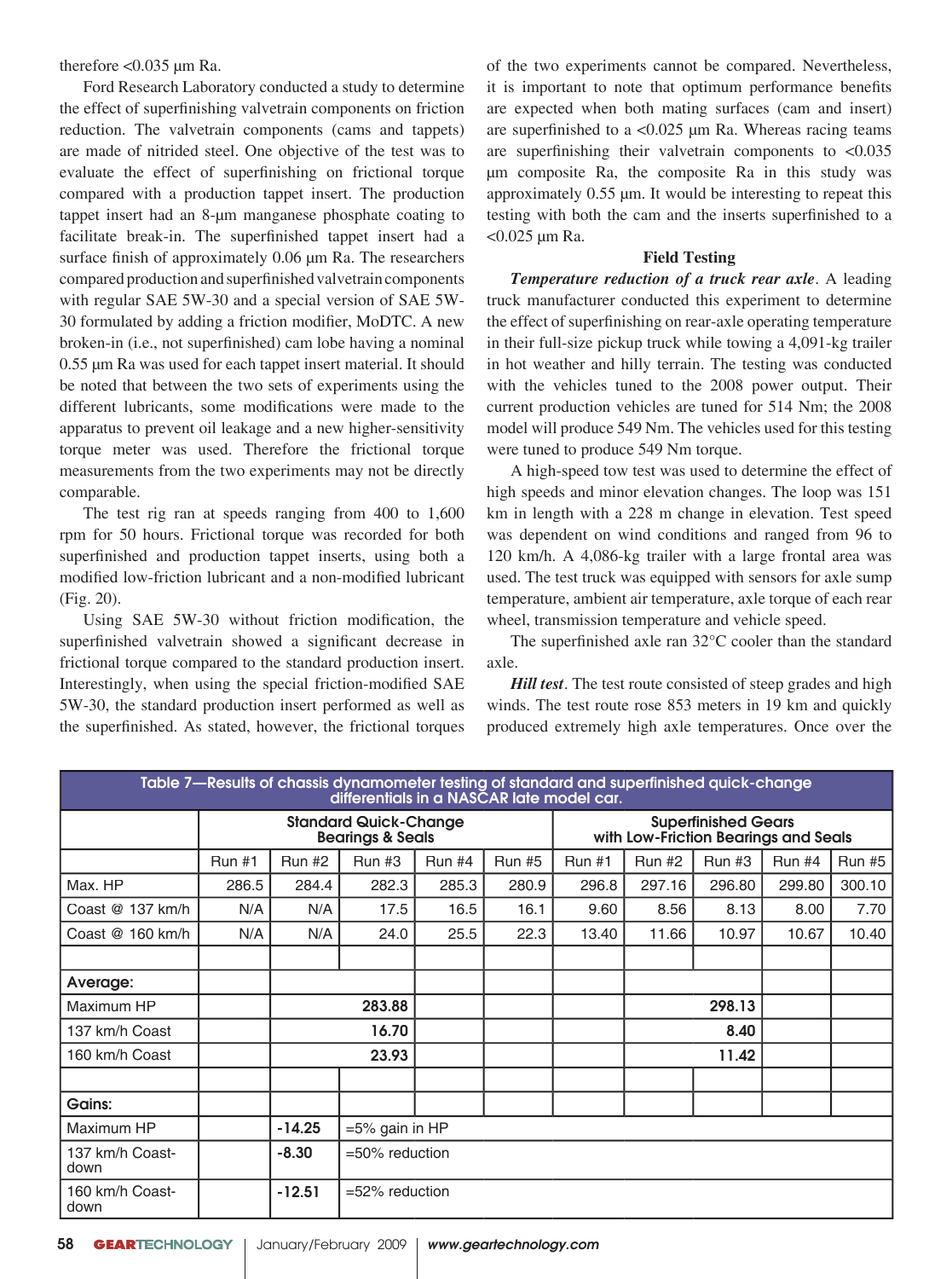therefore <0.035 µm Ra.

Ford Research Laboratory conducted a study to determine the effect of superfinishing valvetrain components on friction reduction. The valvetrain components (cams and tappets) are made of nitrided steel. One objective of the test was to evaluate the effect of superfinishing on frictional torque compared with a production tappet insert. The production tappet insert had an 8-µm manganese phosphate coating to facilitate break-in. The superfinished tappet insert had a surface finish of approximately 0.06 µm Ra. The researchers compared production and superfinished valvetrain components with regular SAE 5W-30 and a special version of SAE 5W-30 formulated by adding a friction modifier, MoDTC. A new broken-in (i.e., not superfinished) cam lobe having a nominal 0.55 µm Ra was used for each tappet insert material. It should be noted that between the two sets of experiments using the different lubricants, some modifications were made to the apparatus to prevent oil leakage and a new higher-sensitivity torque meter was used. Therefore the frictional torque measurements from the two experiments may not be directly comparable.

The test rig ran at speeds ranging from 400 to 1,600 rpm for 50 hours. Frictional torque was recorded for both superfinished and production tappet inserts, using both a modified low-friction lubricant and a non-modified lubricant (Fig. 20).

Using SAE 5W-30 without friction modification, the superfinished valvetrain showed a significant decrease in frictional torque compared to the standard production insert. Interestingly, when using the special friction-modified SAE 5W-30, the standard production insert performed as well as the superfinished. As stated, however, the frictional torques of the two experiments cannot be compared. Nevertheless, it is important to note that optimum performance benefits are expected when both mating surfaces (cam and insert) are superfinished to a <0.025 µm Ra. Whereas racing teams are superfinishing their valvetrain components to <0.035 µm composite Ra, the composite Ra in this study was approximately 0.55 µm. It would be interesting to repeat this testing with both the cam and the inserts superfinished to a <0.025 µm Ra.

### Field Testing

***Temperature reduction of a truck rear axle***. A leading truck manufacturer conducted this experiment to determine the effect of superfinishing on rear-axle operating temperature in their full-size pickup truck while towing a 4,091-kg trailer in hot weather and hilly terrain. The testing was conducted with the vehicles tuned to the 2008 power output. Their current production vehicles are tuned for 514 Nm; the 2008 model will produce 549 Nm. The vehicles used for this testing were tuned to produce 549 Nm torque.

A high-speed tow test was used to determine the effect of high speeds and minor elevation changes. The loop was 151 km in length with a 228 m change in elevation. Test speed was dependent on wind conditions and ranged from 96 to 120 km/h. A 4,086-kg trailer with a large frontal area was used. The test truck was equipped with sensors for axle sump temperature, ambient air temperature, axle torque of each rear wheel, transmission temperature and vehicle speed.

The superfinished axle ran 32°C cooler than the standard axle.

***Hill test***. The test route consisted of steep grades and high winds. The test route rose 853 meters in 19 km and quickly produced extremely high axle temperatures. Once over the

**Table 7—Results of chassis dynamometer testing of standard and superfinished quick-change differentials in a NASCAR late model car.**

| | Standard Quick-Change Bearings & Seals | | | | | Superfinished Gears with Low-Friction Bearings and Seals | | | | |
|---|---|---|---|---|---|---|---|---|---|---|
| | Run #1 | Run #2 | Run #3 | Run #4 | Run #5 | Run #1 | Run #2 | Run #3 | Run #4 | Run #5 |
| Max. HP | 286.5 | 284.4 | 282.3 | 285.3 | 280.9 | 296.8 | 297.16 | 296.80 | 299.80 | 300.10 |
| Coast @ 137 km/h | N/A | N/A | 17.5 | 16.5 | 16.1 | 9.60 | 8.56 | 8.13 | 8.00 | 7.70 |
| Coast @ 160 km/h | N/A | N/A | 24.0 | 25.5 | 22.3 | 13.40 | 11.66 | 10.97 | 10.67 | 10.40 |
| | | | | | | | | | | |
| **Average:** | | | | | | | | | | |
| Maximum HP | | | 283.88 | | | | | 298.13 | | |
| 137 km/h Coast | | | 16.70 | | | | | 8.40 | | |
| 160 km/h Coast | | | 23.93 | | | | | 11.42 | | |
| | | | | | | | | | | |
| **Gains:** | | | | | | | | | | |
| Maximum HP | | **-14.25** | =5% gain in HP | | | | | | | |
| 137 km/h Coast-down | | **-8.30** | =50% reduction | | | | | | | |
| 160 km/h Coast-down | | **-12.51** | =52% reduction | | | | | | | |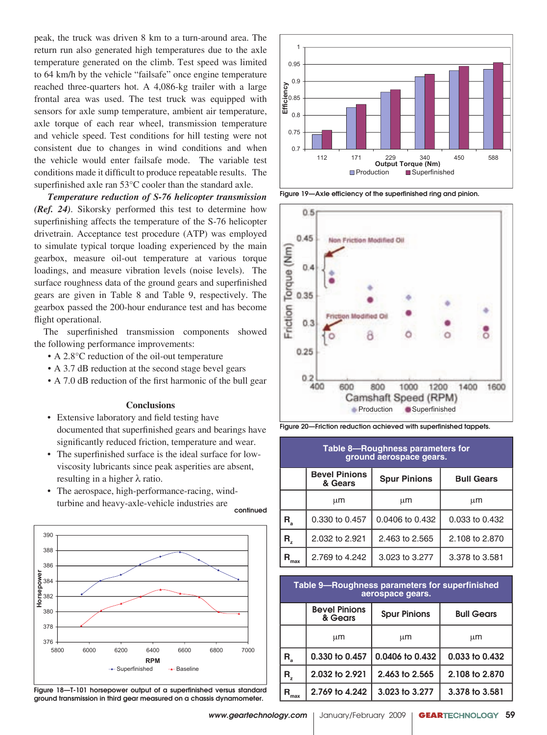peak, the truck was driven 8 km to a turn-around area. The return run also generated high temperatures due to the axle temperature generated on the climb. Test speed was limited to 64 km/h by the vehicle "failsafe" once engine temperature reached three-quarters hot. A 4,086-kg trailer with a large frontal area was used. The test truck was equipped with sensors for axle sump temperature, ambient air temperature, axle torque of each rear wheel, transmission temperature and vehicle speed. Test conditions for hill testing were not consistent due to changes in wind conditions and when the vehicle would enter failsafe mode. The variable test conditions made it difficult to produce repeatable results. The superfinished axle ran 53°C cooler than the standard axle.

***Temperature reduction of S-76 helicopter transmission*** *(Ref. 24)*. Sikorsky performed this test to determine how superfinishing affects the temperature of the S-76 helicopter drivetrain. Acceptance test procedure (ATP) was employed to simulate typical torque loading experienced by the main gearbox, measure oil-out temperature at various torque loadings, and measure vibration levels (noise levels). The surface roughness data of the ground gears and superfinished gears are given in Table 8 and Table 9, respectively. The gearbox passed the 200-hour endurance test and has become flight operational.

The superfinished transmission components showed the following performance improvements:

- A 2.8°C reduction of the oil-out temperature
- A 3.7 dB reduction at the second stage bevel gears
- A 7.0 dB reduction of the first harmonic of the bull gear

## Conclusions

- Extensive laboratory and field testing have documented that superfinished gears and bearings have significantly reduced friction, temperature and wear.
- The superfinished surface is the ideal surface for low-viscosity lubricants since peak asperities are absent, resulting in a higher λ ratio.
- The aerospace, high-performance-racing, wind-turbine and heavy-axle-vehicle industries are

continued

Figure 18—T-101 horsepower output of a superfinished versus standard ground transmission in third gear measured on a chassis dynamometer.

Figure 19—Axle efficiency of the superfinished ring and pinion.

Figure 20—Friction reduction achieved with superfinished tappets.

**Table 8—Roughness parameters for ground aerospace gears.**

| | Bevel Pinions & Gears | Spur Pinions | Bull Gears |
|---|---|---|---|
| | µm | µm | µm |
| $R_a$ | 0.330 to 0.457 | 0.0406 to 0.432 | 0.033 to 0.432 |
| $R_z$ | 2.032 to 2.921 | 2.463 to 2.565 | 2.108 to 2.870 |
| $R_{max}$ | 2.769 to 4.242 | 3.023 to 3.277 | 3.378 to 3.581 |

**Table 9—Roughness parameters for superfinished aerospace gears.**

| | Bevel Pinions & Gears | Spur Pinions | Bull Gears |
|---|---|---|---|
| | µm | µm | µm |
| $R_a$ | 0.330 to 0.457 | 0.0406 to 0.432 | 0.033 to 0.432 |
| $R_z$ | 2.032 to 2.921 | 2.463 to 2.565 | 2.108 to 2.870 |
| $R_{max}$ | 2.769 to 4.242 | 3.023 to 3.277 | 3.378 to 3.581 |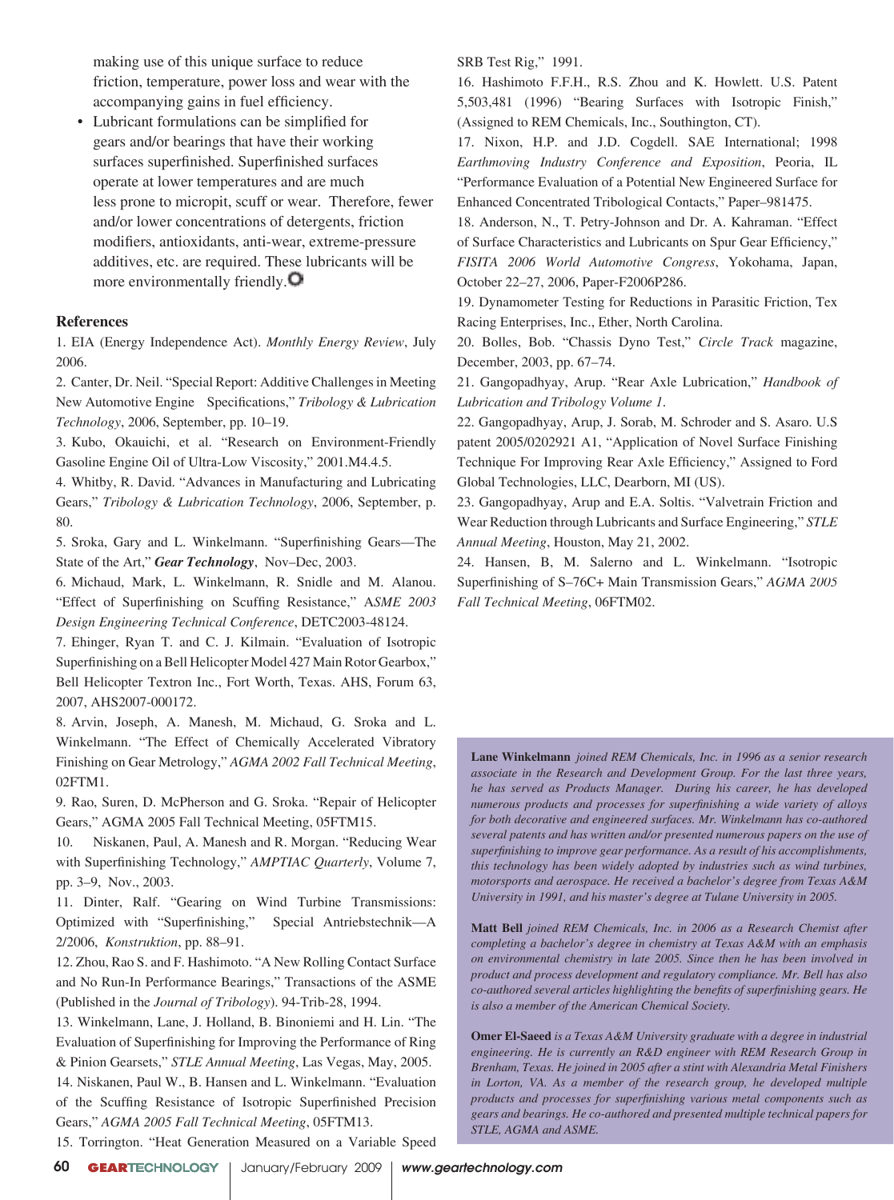making use of this unique surface to reduce friction, temperature, power loss and wear with the accompanying gains in fuel efficiency.

- Lubricant formulations can be simplified for gears and/or bearings that have their working surfaces superfinished. Superfinished surfaces operate at lower temperatures and are much less prone to micropit, scuff or wear. Therefore, fewer and/or lower concentrations of detergents, friction modifiers, antioxidants, anti-wear, extreme-pressure additives, etc. are required. These lubricants will be more environmentally friendly.

## References

1. EIA (Energy Independence Act). *Monthly Energy Review*, July 2006.
2. Canter, Dr. Neil. "Special Report: Additive Challenges in Meeting New Automotive Engine Specifications," *Tribology & Lubrication Technology*, 2006, September, pp. 10–19.
3. Kubo, Okauichi, et al. "Research on Environment-Friendly Gasoline Engine Oil of Ultra-Low Viscosity," 2001.M4.4.5.
4. Whitby, R. David. "Advances in Manufacturing and Lubricating Gears," *Tribology & Lubrication Technology*, 2006, September, p. 80.
5. Sroka, Gary and L. Winkelmann. "Superfinishing Gears—The State of the Art," ***Gear Technology***, Nov–Dec, 2003.
6. Michaud, Mark, L. Winkelmann, R. Snidle and M. Alanou. "Effect of Superfinishing on Scuffing Resistance," *ASME 2003 Design Engineering Technical Conference*, DETC2003-48124.
7. Ehinger, Ryan T. and C. J. Kilmain. "Evaluation of Isotropic Superfinishing on a Bell Helicopter Model 427 Main Rotor Gearbox," Bell Helicopter Textron Inc., Fort Worth, Texas. AHS, Forum 63, 2007, AHS2007-000172.
8. Arvin, Joseph, A. Manesh, M. Michaud, G. Sroka and L. Winkelmann. "The Effect of Chemically Accelerated Vibratory Finishing on Gear Metrology," *AGMA 2002 Fall Technical Meeting*, 02FTM1.
9. Rao, Suren, D. McPherson and G. Sroka. "Repair of Helicopter Gears," AGMA 2005 Fall Technical Meeting, 05FTM15.
10. Niskanen, Paul, A. Manesh and R. Morgan. "Reducing Wear with Superfinishing Technology," *AMPTIAC Quarterly*, Volume 7, pp. 3–9, Nov., 2003.
11. Dinter, Ralf. "Gearing on Wind Turbine Transmissions: Optimized with "Superfinishing," Special Antriebstechnik—A 2/2006, *Konstruktion*, pp. 88–91.
12. Zhou, Rao S. and F. Hashimoto. "A New Rolling Contact Surface and No Run-In Performance Bearings," Transactions of the ASME (Published in the *Journal of Tribology*). 94-Trib-28, 1994.
13. Winkelmann, Lane, J. Holland, B. Binoniemi and H. Lin. "The Evaluation of Superfinishing for Improving the Performance of Ring & Pinion Gearsets," *STLE Annual Meeting*, Las Vegas, May, 2005.
14. Niskanen, Paul W., B. Hansen and L. Winkelmann. "Evaluation of the Scuffing Resistance of Isotropic Superfinished Precision Gears," *AGMA 2005 Fall Technical Meeting*, 05FTM13.
15. Torrington. "Heat Generation Measured on a Variable Speed SRB Test Rig," 1991.
16. Hashimoto F.F.H., R.S. Zhou and K. Howlett. U.S. Patent 5,503,481 (1996) "Bearing Surfaces with Isotropic Finish," (Assigned to REM Chemicals, Inc., Southington, CT).
17. Nixon, H.P. and J.D. Cogdell. SAE International; 1998 *Earthmoving Industry Conference and Exposition*, Peoria, IL "Performance Evaluation of a Potential New Engineered Surface for Enhanced Concentrated Tribological Contacts," Paper–981475.
18. Anderson, N., T. Petry-Johnson and Dr. A. Kahraman. "Effect of Surface Characteristics and Lubricants on Spur Gear Efficiency," *FISITA 2006 World Automotive Congress*, Yokohama, Japan, October 22–27, 2006, Paper-F2006P286.
19. Dynamometer Testing for Reductions in Parasitic Friction, Tex Racing Enterprises, Inc., Ether, North Carolina.
20. Bolles, Bob. "Chassis Dyno Test," *Circle Track* magazine, December, 2003, pp. 67–74.
21. Gangopadhyay, Arup. "Rear Axle Lubrication," *Handbook of Lubrication and Tribology Volume 1*.
22. Gangopadhyay, Arup, J. Sorab, M. Schroder and S. Asaro. U.S patent 2005/0202921 A1, "Application of Novel Surface Finishing Technique For Improving Rear Axle Efficiency," Assigned to Ford Global Technologies, LLC, Dearborn, MI (US).
23. Gangopadhyay, Arup and E.A. Soltis. "Valvetrain Friction and Wear Reduction through Lubricants and Surface Engineering," *STLE Annual Meeting*, Houston, May 21, 2002.
24. Hansen, B, M. Salerno and L. Winkelmann. "Isotropic Superfinishing of S–76C+ Main Transmission Gears," *AGMA 2005 Fall Technical Meeting*, 06FTM02.

**Lane Winkelmann** *joined REM Chemicals, Inc. in 1996 as a senior research associate in the Research and Development Group. For the last three years, he has served as Products Manager. During his career, he has developed numerous products and processes for superfinishing a wide variety of alloys for both decorative and engineered surfaces. Mr. Winkelmann has co-authored several patents and has written and/or presented numerous papers on the use of superfinishing to improve gear performance. As a result of his accomplishments, this technology has been widely adopted by industries such as wind turbines, motorsports and aerospace. He received a bachelor's degree from Texas A&M University in 1991, and his master's degree at Tulane University in 2005.*

**Matt Bell** *joined REM Chemicals, Inc. in 2006 as a Research Chemist after completing a bachelor's degree in chemistry at Texas A&M with an emphasis on environmental chemistry in late 2005. Since then he has been involved in product and process development and regulatory compliance. Mr. Bell has also co-authored several articles highlighting the benefits of superfinishing gears. He is also a member of the American Chemical Society.*

**Omer El-Saeed** *is a Texas A&M University graduate with a degree in industrial engineering. He is currently an R&D engineer with REM Research Group in Brenham, Texas. He joined in 2005 after a stint with Alexandria Metal Finishers in Lorton, VA. As a member of the research group, he developed multiple products and processes for superfinishing various metal components such as gears and bearings. He co-authored and presented multiple technical papers for STLE, AGMA and ASME.*